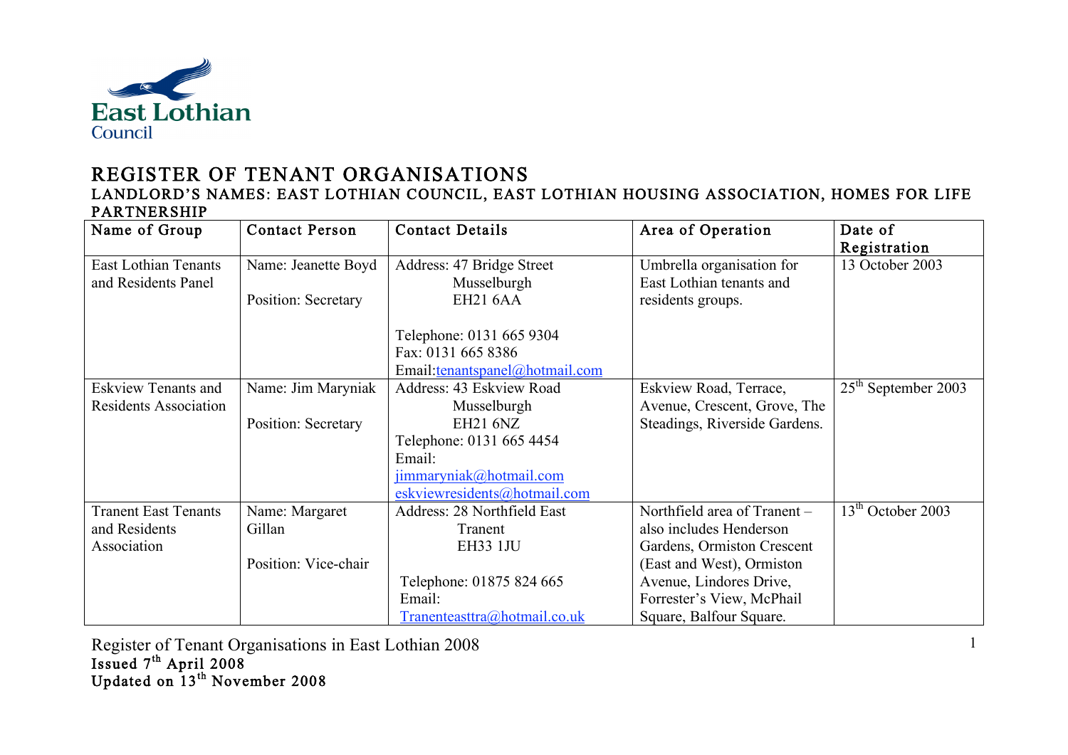East Lothian Council

# REGISTER OF TENANT ORGANISATIONS

## LANDLORD'S NAMES: EAST LOTHIAN COUNCIL, EAST LOTHIAN HOUSING ASSOCIATION, HOMES FOR LIFE PARTNERSHIP

| Name of Group | Contact Person | Contact Details | Area of Operation | Date of Registration |
|---|---|---|---|---|
| East Lothian Tenants and Residents Panel | Name: Jeanette Boyd<br><br>Position: Secretary | Address: 47 Bridge Street<br>Musselburgh<br>EH21 6AA<br><br>Telephone: 0131 665 9304<br>Fax: 0131 665 8386<br>Email:tenantspanel@hotmail.com | Umbrella organisation for East Lothian tenants and residents groups. | 13 October 2003 |
| Eskview Tenants and Residents Association | Name: Jim Maryniak<br><br>Position: Secretary | Address: 43 Eskview Road<br>Musselburgh<br>EH21 6NZ<br>Telephone: 0131 665 4454<br>Email:<br>jimmaryniak@hotmail.com<br>eskviewresidents@hotmail.com | Eskview Road, Terrace, Avenue, Crescent, Grove, The Steadings, Riverside Gardens. | 25th September 2003 |
| Tranent East Tenants and Residents Association | Name: Margaret Gillan<br><br>Position: Vice-chair | Address: 28 Northfield East<br>Tranent<br>EH33 1JU<br><br>Telephone: 01875 824 665<br>Email:<br>Tranenteasttra@hotmail.co.uk | Northfield area of Tranent – also includes Henderson Gardens, Ormiston Crescent (East and West), Ormiston Avenue, Lindores Drive, Forrester's View, McPhail Square, Balfour Square. | 13th October 2003 |

Register of Tenant Organisations in East Lothian 2008
Issued 7th April 2008
Updated on 13th November 2008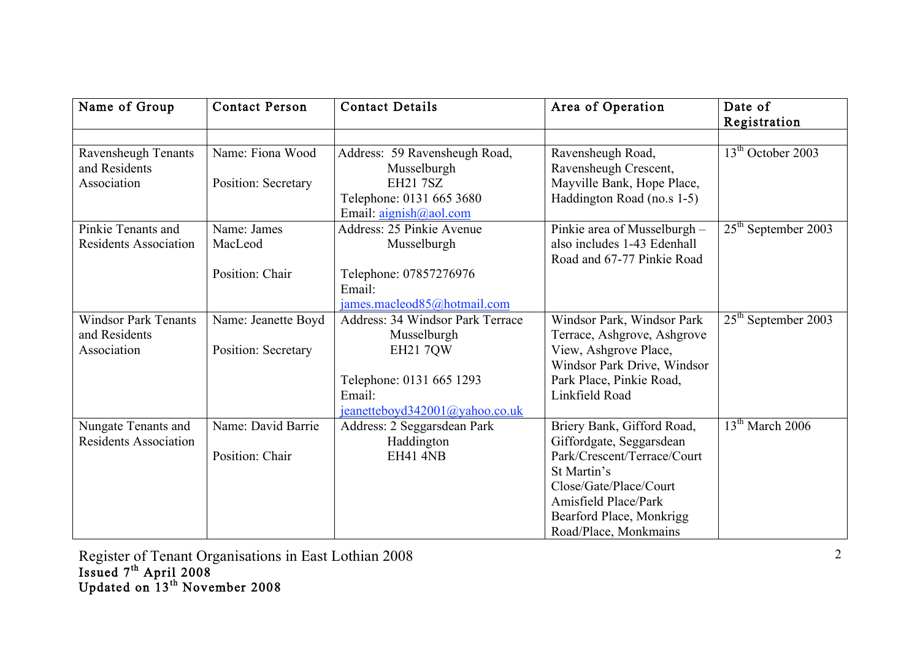| Name of Group | Contact Person | Contact Details | Area of Operation | Date of Registration |
|---|---|---|---|---|
| | | | | |
| Ravensheugh Tenants and Residents Association | Name: Fiona Wood<br><br>Position: Secretary | Address: 59 Ravensheugh Road, Musselburgh EH21 7SZ<br>Telephone: 0131 665 3680<br>Email: aignish@aol.com | Ravensheugh Road, Ravensheugh Crescent, Mayville Bank, Hope Place, Haddington Road (no.s 1-5) | 13th October 2003 |
| Pinkie Tenants and Residents Association | Name: James MacLeod<br><br>Position: Chair | Address: 25 Pinkie Avenue Musselburgh<br><br>Telephone: 07857276976<br>Email: james.macleod85@hotmail.com | Pinkie area of Musselburgh – also includes 1-43 Edenhall Road and 67-77 Pinkie Road | 25th September 2003 |
| Windsor Park Tenants and Residents Association | Name: Jeanette Boyd<br><br>Position: Secretary | Address: 34 Windsor Park Terrace Musselburgh EH21 7QW<br><br>Telephone: 0131 665 1293<br>Email: jeanetteboyd342001@yahoo.co.uk | Windsor Park, Windsor Park Terrace, Ashgrove, Ashgrove View, Ashgrove Place, Windsor Park Drive, Windsor Park Place, Pinkie Road, Linkfield Road | 25th September 2003 |
| Nungate Tenants and Residents Association | Name: David Barrie<br><br>Position: Chair | Address: 2 Seggarsdean Park Haddington EH41 4NB | Briery Bank, Gifford Road, Giffordgate, Seggarsdean Park/Crescent/Terrace/Court St Martin's Close/Gate/Place/Court Amisfield Place/Park Bearford Place, Monkrigg Road/Place, Monkmains | 13th March 2006 |

Register of Tenant Organisations in East Lothian 2008
Issued 7th April 2008
Updated on 13th November 2008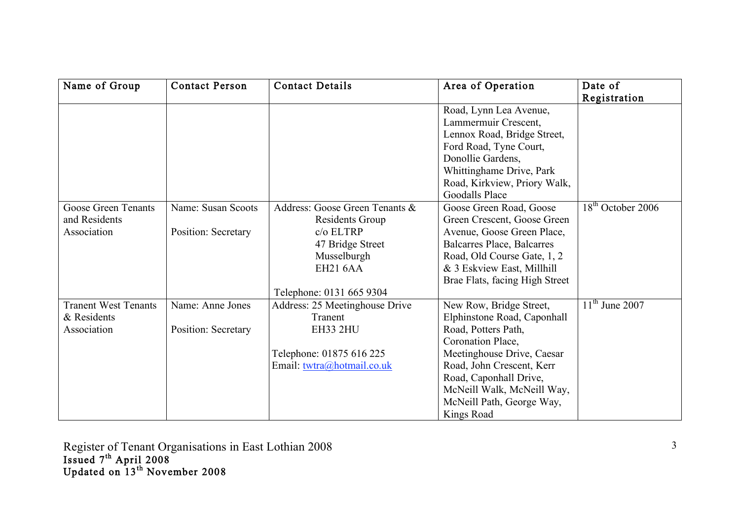| Name of Group | Contact Person | Contact Details | Area of Operation | Date of Registration |
|---|---|---|---|---|
| | | | Road, Lynn Lea Avenue, Lammermuir Crescent, Lennox Road, Bridge Street, Ford Road, Tyne Court, Donollie Gardens, Whittinghame Drive, Park Road, Kirkview, Priory Walk, Goodalls Place | |
| Goose Green Tenants and Residents Association | Name: Susan Scoots<br><br>Position: Secretary | Address: Goose Green Tenants & Residents Group<br>c/o ELTRP<br>47 Bridge Street<br>Musselburgh<br>EH21 6AA<br><br>Telephone: 0131 665 9304 | Goose Green Road, Goose Green Crescent, Goose Green Avenue, Goose Green Place, Balcarres Place, Balcarres Road, Old Course Gate, 1, 2 & 3 Eskview East, Millhill Brae Flats, facing High Street | 18th October 2006 |
| Tranent West Tenants & Residents Association | Name: Anne Jones<br><br>Position: Secretary | Address: 25 Meetinghouse Drive<br>Tranent<br>EH33 2HU<br><br>Telephone: 01875 616 225<br>Email: twtra@hotmail.co.uk | New Row, Bridge Street, Elphinstone Road, Caponhall Road, Potters Path, Coronation Place, Meetinghouse Drive, Caesar Road, John Crescent, Kerr Road, Caponhall Drive, McNeill Walk, McNeill Way, McNeill Path, George Way, Kings Road | 11th June 2007 |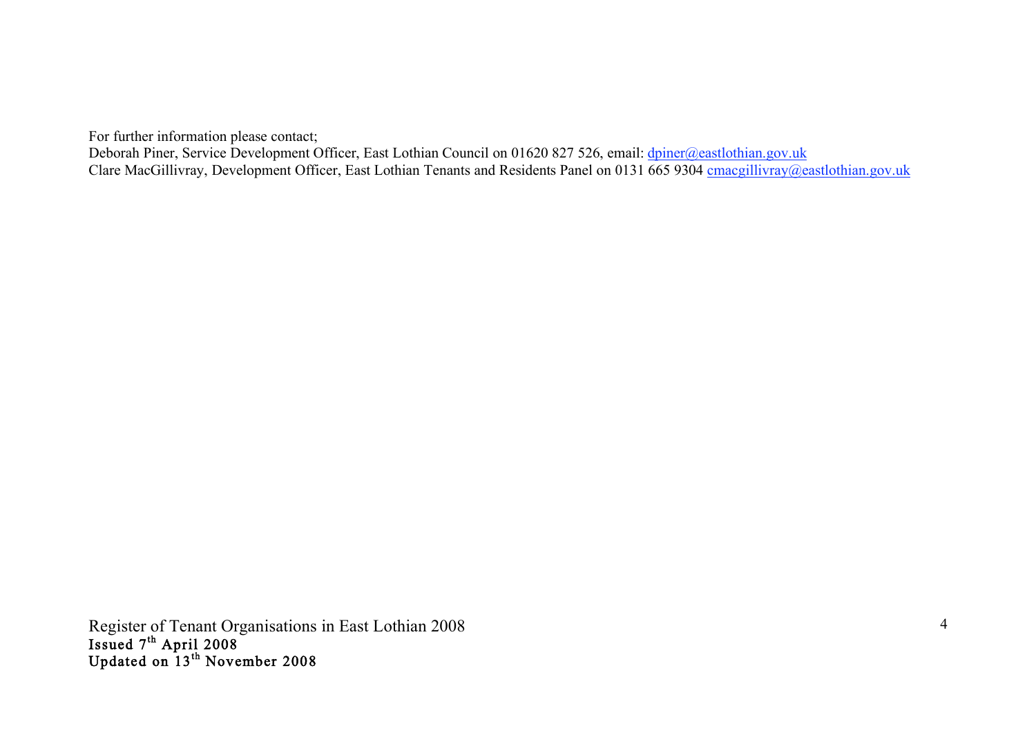For further information please contact;
Deborah Piner, Service Development Officer, East Lothian Council on 01620 827 526, email: dpiner@eastlothian.gov.uk
Clare MacGillivray, Development Officer, East Lothian Tenants and Residents Panel on 0131 665 9304 cmacgillivray@eastlothian.gov.uk